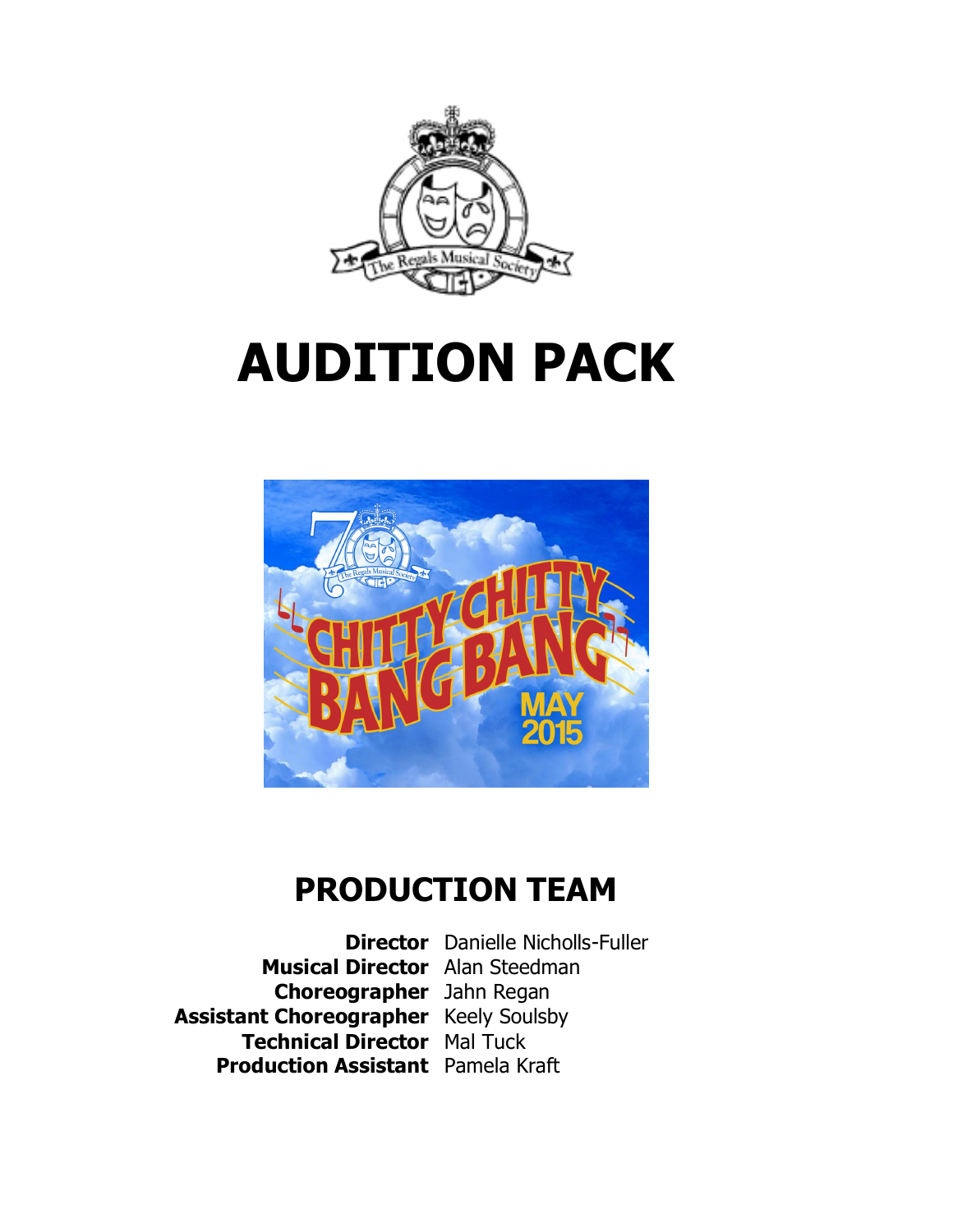# AUDITION PACK

## PRODUCTION TEAM

**Director** Danielle Nicholls-Fuller
**Musical Director** Alan Steedman
**Choreographer** Jahn Regan
**Assistant Choreographer** Keely Soulsby
**Technical Director** Mal Tuck
**Production Assistant** Pamela Kraft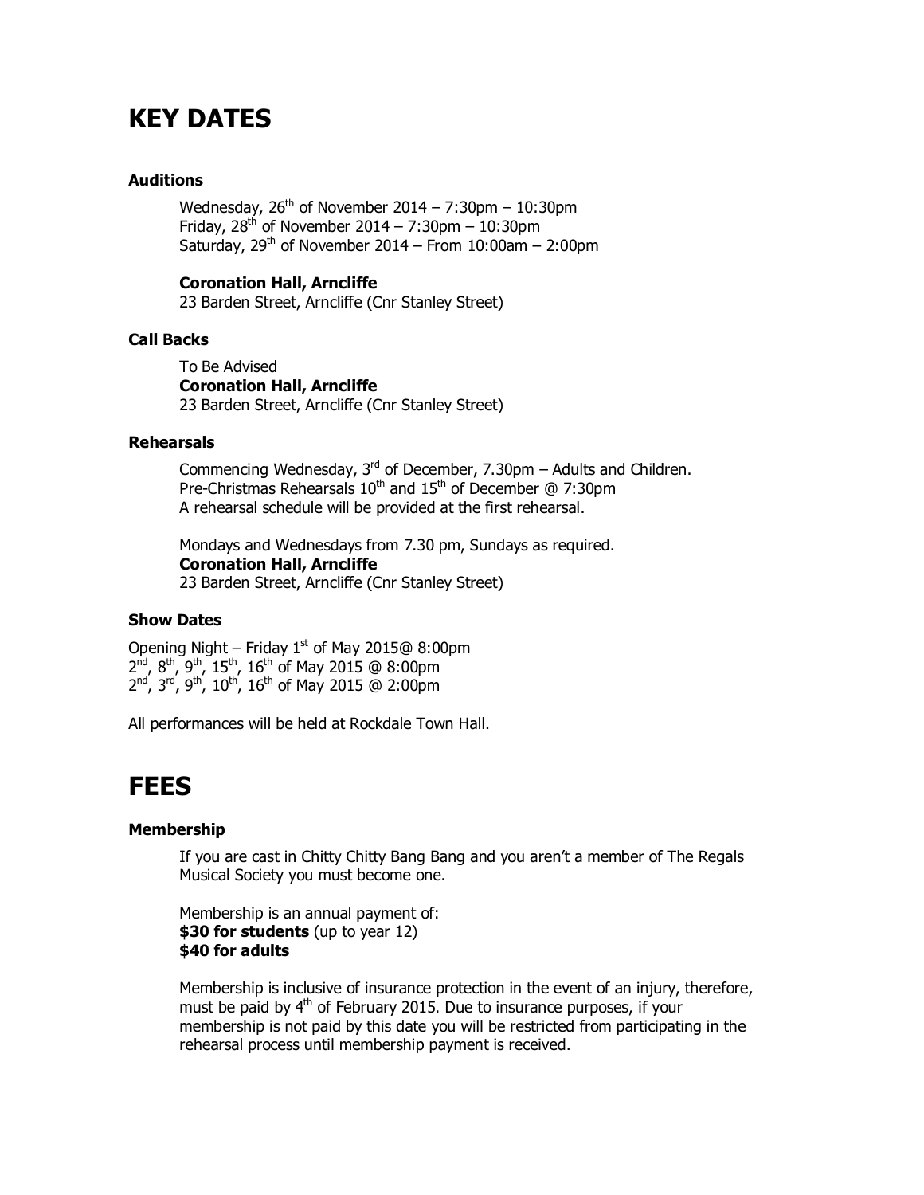# KEY DATES

### Auditions

Wednesday, 26th of November 2014 – 7:30pm – 10:30pm
Friday, 28th of November 2014 – 7:30pm – 10:30pm
Saturday, 29th of November 2014 – From 10:00am – 2:00pm

**Coronation Hall, Arncliffe**
23 Barden Street, Arncliffe (Cnr Stanley Street)

### Call Backs

To Be Advised
**Coronation Hall, Arncliffe**
23 Barden Street, Arncliffe (Cnr Stanley Street)

### Rehearsals

Commencing Wednesday, 3rd of December, 7.30pm – Adults and Children.
Pre-Christmas Rehearsals 10th and 15th of December @ 7:30pm
A rehearsal schedule will be provided at the first rehearsal.

Mondays and Wednesdays from 7.30 pm, Sundays as required.
**Coronation Hall, Arncliffe**
23 Barden Street, Arncliffe (Cnr Stanley Street)

### Show Dates

Opening Night – Friday 1st of May 2015@ 8:00pm
2nd, 8th, 9th, 15th, 16th of May 2015 @ 8:00pm
2nd, 3rd, 9th, 10th, 16th of May 2015 @ 2:00pm

All performances will be held at Rockdale Town Hall.

# FEES

### Membership

If you are cast in Chitty Chitty Bang Bang and you aren't a member of The Regals Musical Society you must become one.

Membership is an annual payment of:
**$30 for students** (up to year 12)
**$40 for adults**

Membership is inclusive of insurance protection in the event of an injury, therefore, must be paid by 4th of February 2015. Due to insurance purposes, if your membership is not paid by this date you will be restricted from participating in the rehearsal process until membership payment is received.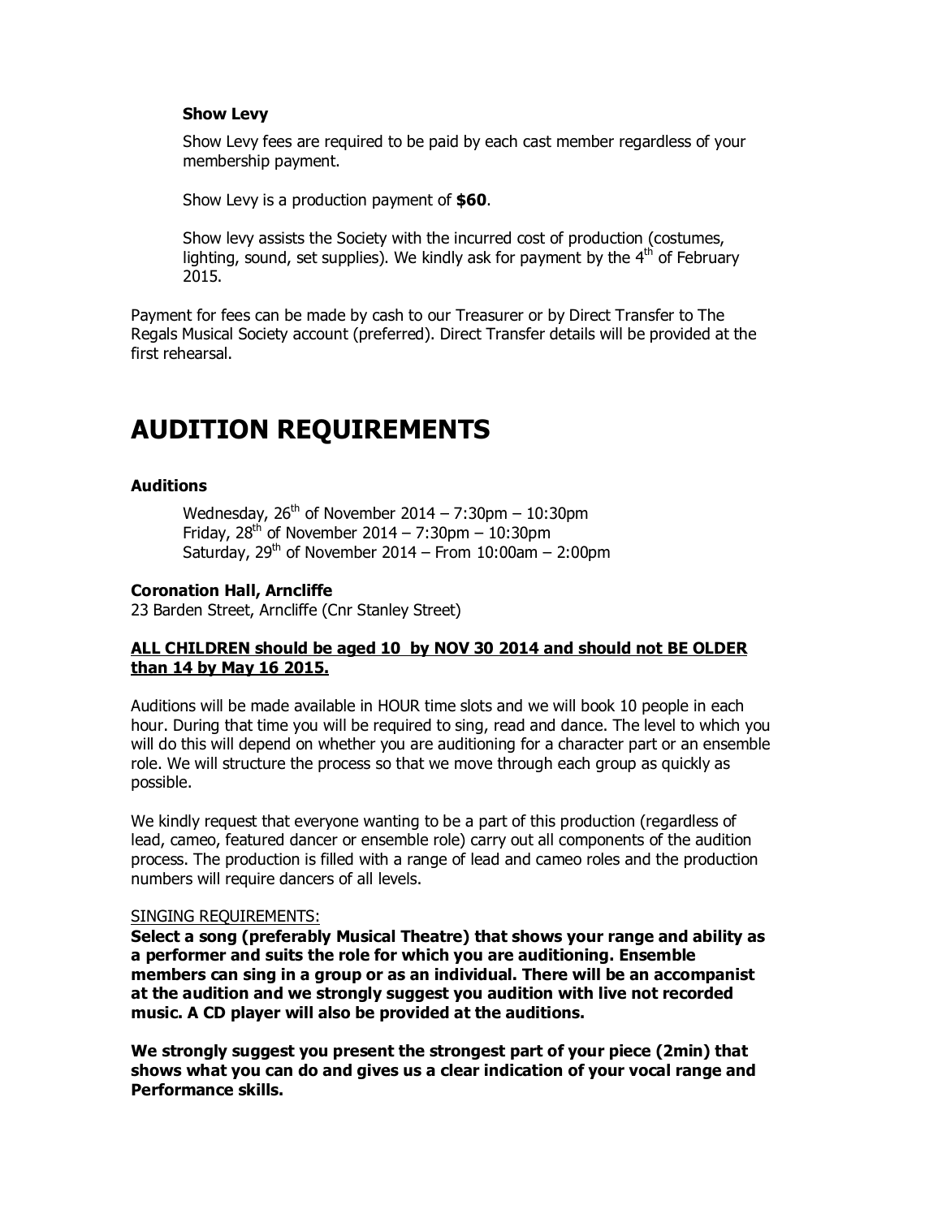**Show Levy**

Show Levy fees are required to be paid by each cast member regardless of your membership payment.

Show Levy is a production payment of **$60**.

Show levy assists the Society with the incurred cost of production (costumes, lighting, sound, set supplies). We kindly ask for payment by the 4th of February 2015.

Payment for fees can be made by cash to our Treasurer or by Direct Transfer to The Regals Musical Society account (preferred). Direct Transfer details will be provided at the first rehearsal.

# AUDITION REQUIREMENTS

**Auditions**

Wednesday, 26th of November 2014 – 7:30pm – 10:30pm
Friday, 28th of November 2014 – 7:30pm – 10:30pm
Saturday, 29th of November 2014 – From 10:00am – 2:00pm

**Coronation Hall, Arncliffe**
23 Barden Street, Arncliffe (Cnr Stanley Street)

**ALL CHILDREN should be aged 10 by NOV 30 2014 and should not BE OLDER than 14 by May 16 2015.**

Auditions will be made available in HOUR time slots and we will book 10 people in each hour. During that time you will be required to sing, read and dance. The level to which you will do this will depend on whether you are auditioning for a character part or an ensemble role. We will structure the process so that we move through each group as quickly as possible.

We kindly request that everyone wanting to be a part of this production (regardless of lead, cameo, featured dancer or ensemble role) carry out all components of the audition process. The production is filled with a range of lead and cameo roles and the production numbers will require dancers of all levels.

SINGING REQUIREMENTS:
**Select a song (preferably Musical Theatre) that shows your range and ability as a performer and suits the role for which you are auditioning. Ensemble members can sing in a group or as an individual. There will be an accompanist at the audition and we strongly suggest you audition with live not recorded music. A CD player will also be provided at the auditions.**

**We strongly suggest you present the strongest part of your piece (2min) that shows what you can do and gives us a clear indication of your vocal range and Performance skills.**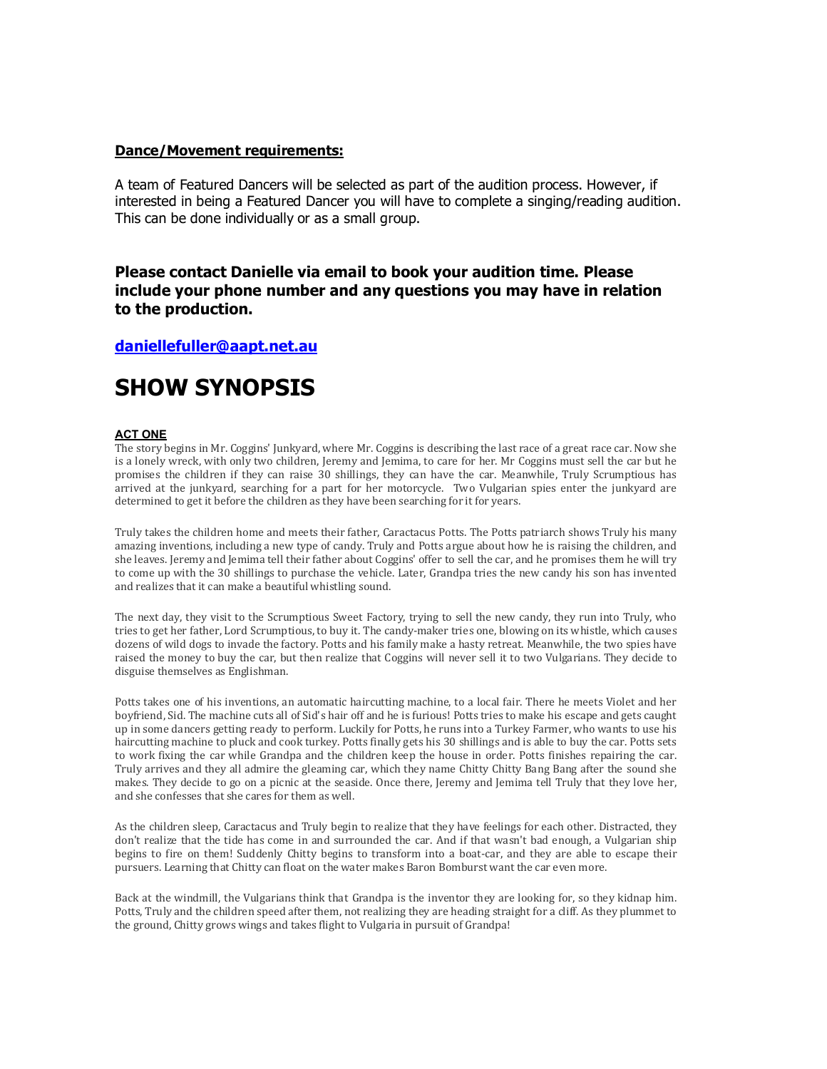## Dance/Movement requirements:

A team of Featured Dancers will be selected as part of the audition process. However, if interested in being a Featured Dancer you will have to complete a singing/reading audition. This can be done individually or as a small group.

### Please contact Danielle via email to book your audition time. Please include your phone number and any questions you may have in relation to the production.

**daniellefuller@aapt.net.au**

# SHOW SYNOPSIS

#### ACT ONE

The story begins in Mr. Coggins' Junkyard, where Mr. Coggins is describing the last race of a great race car. Now she is a lonely wreck, with only two children, Jeremy and Jemima, to care for her. Mr Coggins must sell the car but he promises the children if they can raise 30 shillings, they can have the car. Meanwhile, Truly Scrumptious has arrived at the junkyard, searching for a part for her motorcycle. Two Vulgarian spies enter the junkyard are determined to get it before the children as they have been searching for it for years.

Truly takes the children home and meets their father, Caractacus Potts. The Potts patriarch shows Truly his many amazing inventions, including a new type of candy. Truly and Potts argue about how he is raising the children, and she leaves. Jeremy and Jemima tell their father about Coggins' offer to sell the car, and he promises them he will try to come up with the 30 shillings to purchase the vehicle. Later, Grandpa tries the new candy his son has invented and realizes that it can make a beautiful whistling sound.

The next day, they visit to the Scrumptious Sweet Factory, trying to sell the new candy, they run into Truly, who tries to get her father, Lord Scrumptious, to buy it. The candy-maker tries one, blowing on its whistle, which causes dozens of wild dogs to invade the factory. Potts and his family make a hasty retreat. Meanwhile, the two spies have raised the money to buy the car, but then realize that Coggins will never sell it to two Vulgarians. They decide to disguise themselves as Englishman.

Potts takes one of his inventions, an automatic haircutting machine, to a local fair. There he meets Violet and her boyfriend, Sid. The machine cuts all of Sid's hair off and he is furious! Potts tries to make his escape and gets caught up in some dancers getting ready to perform. Luckily for Potts, he runs into a Turkey Farmer, who wants to use his haircutting machine to pluck and cook turkey. Potts finally gets his 30 shillings and is able to buy the car. Potts sets to work fixing the car while Grandpa and the children keep the house in order. Potts finishes repairing the car. Truly arrives and they all admire the gleaming car, which they name Chitty Chitty Bang Bang after the sound she makes. They decide to go on a picnic at the seaside. Once there, Jeremy and Jemima tell Truly that they love her, and she confesses that she cares for them as well.

As the children sleep, Caractacus and Truly begin to realize that they have feelings for each other. Distracted, they don't realize that the tide has come in and surrounded the car. And if that wasn't bad enough, a Vulgarian ship begins to fire on them! Suddenly Chitty begins to transform into a boat-car, and they are able to escape their pursuers. Learning that Chitty can float on the water makes Baron Bomburst want the car even more.

Back at the windmill, the Vulgarians think that Grandpa is the inventor they are looking for, so they kidnap him. Potts, Truly and the children speed after them, not realizing they are heading straight for a cliff. As they plummet to the ground, Chitty grows wings and takes flight to Vulgaria in pursuit of Grandpa!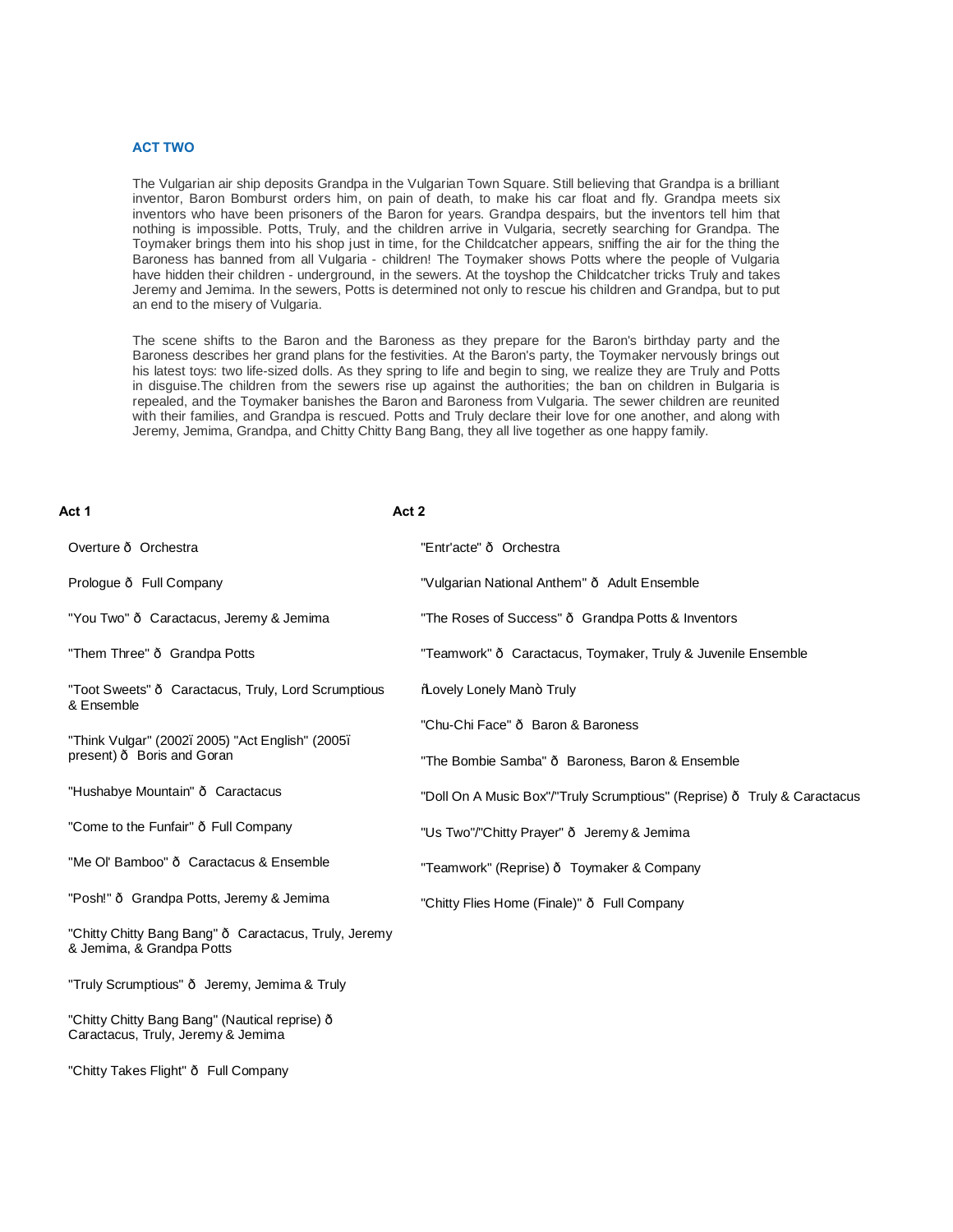## ACT TWO

The Vulgarian air ship deposits Grandpa in the Vulgarian Town Square. Still believing that Grandpa is a brilliant inventor, Baron Bomburst orders him, on pain of death, to make his car float and fly. Grandpa meets six inventors who have been prisoners of the Baron for years. Grandpa despairs, but the inventors tell him that nothing is impossible. Potts, Truly, and the children arrive in Vulgaria, secretly searching for Grandpa. The Toymaker brings them into his shop just in time, for the Childcatcher appears, sniffing the air for the thing the Baroness has banned from all Vulgaria - children! The Toymaker shows Potts where the people of Vulgaria have hidden their children - underground, in the sewers. At the toyshop the Childcatcher tricks Truly and takes Jeremy and Jemima. In the sewers, Potts is determined not only to rescue his children and Grandpa, but to put an end to the misery of Vulgaria.

The scene shifts to the Baron and the Baroness as they prepare for the Baron's birthday party and the Baroness describes her grand plans for the festivities. At the Baron's party, the Toymaker nervously brings out his latest toys: two life-sized dolls. As they spring to life and begin to sing, we realize they are Truly and Potts in disguise.The children from the sewers rise up against the authorities; the ban on children in Bulgaria is repealed, and the Toymaker banishes the Baron and Baroness from Vulgaria. The sewer children are reunited with their families, and Grandpa is rescued. Potts and Truly declare their love for one another, and along with Jeremy, Jemima, Grandpa, and Chitty Chitty Bang Bang, they all live together as one happy family.

**Act 1**

- Overture ð Orchestra
- Prologue ð Full Company
- "You Two" ð Caractacus, Jeremy & Jemima
- "Them Three" ð Grandpa Potts
- "Toot Sweets" ð Caractacus, Truly, Lord Scrumptious & Ensemble
- "Think Vulgar" (2002ï 2005) "Act English" (2005ï present) ð Boris and Goran
- "Hushabye Mountain" ð Caractacus
- "Come to the Funfair" ð Full Company
- "Me Ol' Bamboo" ð Caractacus & Ensemble
- "Posh!" ð Grandpa Potts, Jeremy & Jemima
- "Chitty Chitty Bang Bang" ð Caractacus, Truly, Jeremy & Jemima, & Grandpa Potts
- "Truly Scrumptious" ð Jeremy, Jemima & Truly
- "Chitty Chitty Bang Bang" (Nautical reprise) ð Caractacus, Truly, Jeremy & Jemima
- "Chitty Takes Flight" ð Full Company

**Act 2**

- "Entr'acte" ð Orchestra
- "Vulgarian National Anthem" ð Adult Ensemble
- "The Roses of Success" ð Grandpa Potts & Inventors
- "Teamwork" ð Caractacus, Toymaker, Truly & Juvenile Ensemble
- ñLovely Lonely Manò Truly
- "Chu-Chi Face" ð Baron & Baroness
- "The Bombie Samba" ð Baroness, Baron & Ensemble
- "Doll On A Music Box"/"Truly Scrumptious" (Reprise) ð Truly & Caractacus
- "Us Two"/"Chitty Prayer" ð Jeremy & Jemima
- "Teamwork" (Reprise) ð Toymaker & Company
- "Chitty Flies Home (Finale)" ð Full Company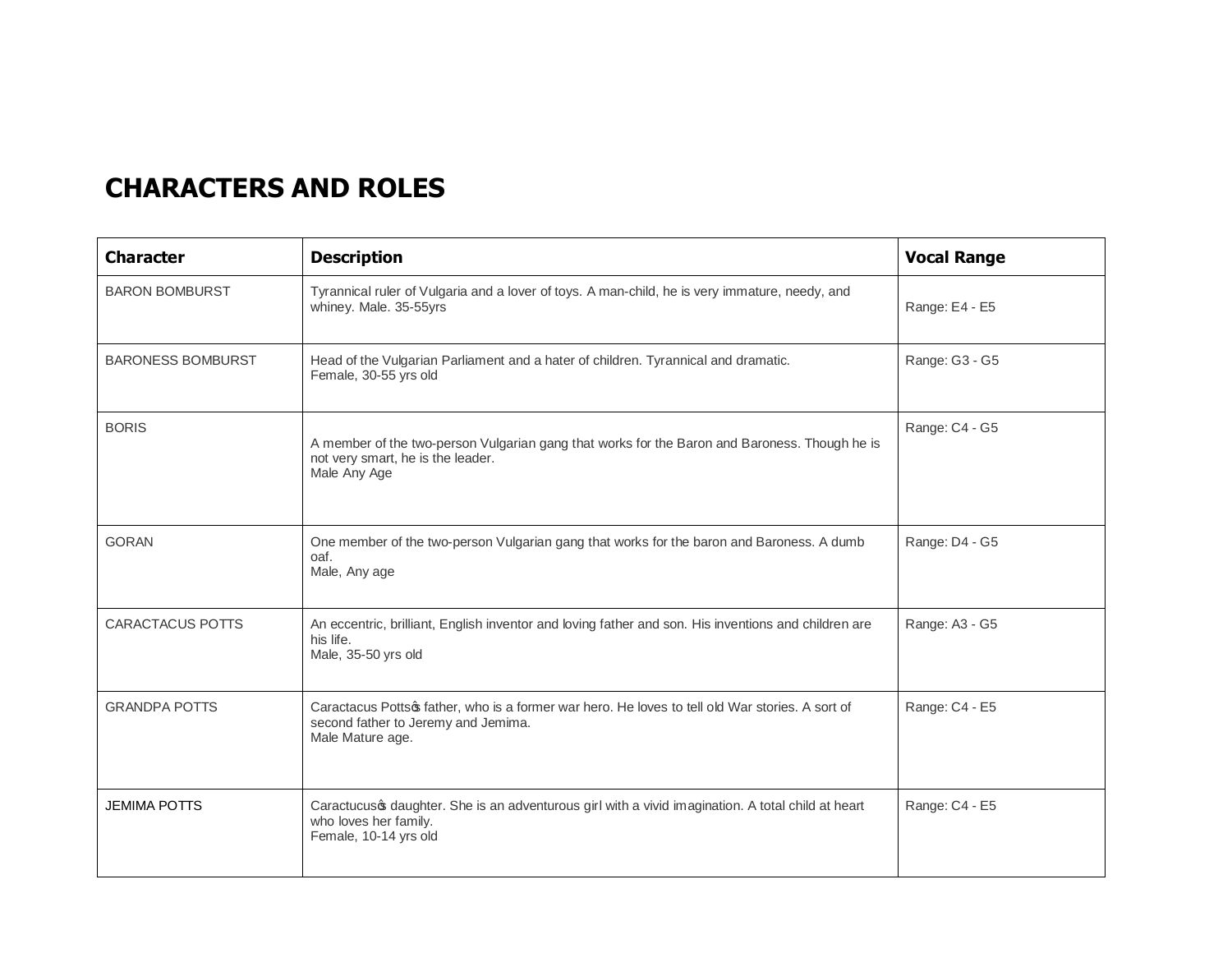# CHARACTERS AND ROLES

| Character | Description | Vocal Range |
| --- | --- | --- |
| BARON BOMBURST | Tyrannical ruler of Vulgaria and a lover of toys. A man-child, he is very immature, needy, and whiney. Male. 35-55yrs | Range: E4 - E5 |
| BARONESS BOMBURST | Head of the Vulgarian Parliament and a hater of children. Tyrannical and dramatic.<br>Female, 30-55 yrs old | Range: G3 - G5 |
| BORIS | A member of the two-person Vulgarian gang that works for the Baron and Baroness. Though he is not very smart, he is the leader.<br>Male Any Age | Range: C4 - G5 |
| GORAN | One member of the two-person Vulgarian gang that works for the baron and Baroness. A dumb oaf.<br>Male, Any age | Range: D4 - G5 |
| CARACTACUS POTTS | An eccentric, brilliant, English inventor and loving father and son. His inventions and children are his life.<br>Male, 35-50 yrs old | Range: A3 - G5 |
| GRANDPA POTTS | Caractacus Potts� father, who is a former war hero. He loves to tell old War stories. A sort of second father to Jeremy and Jemima.<br>Male Mature age. | Range: C4 - E5 |
| JEMIMA POTTS | Caractucus� daughter. She is an adventurous girl with a vivid imagination. A total child at heart who loves her family.<br>Female, 10-14 yrs old | Range: C4 - E5 |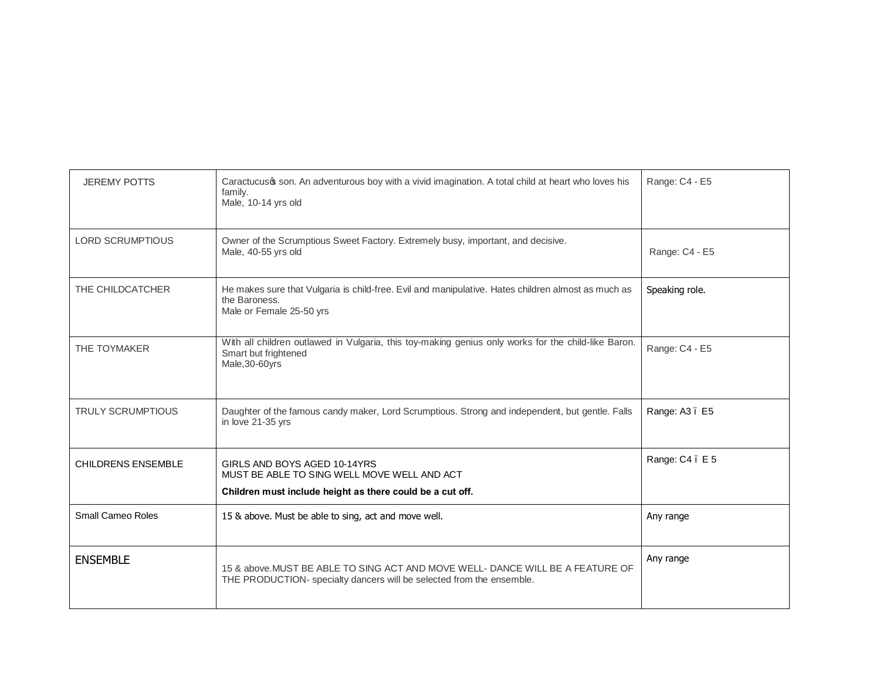| | | |
|---|---|---|
| JEREMY POTTS | Caractucusœ son. An adventurous boy with a vivid imagination. A total child at heart who loves his family.<br>Male, 10-14 yrs old | Range: C4 - E5 |
| LORD SCRUMPTIOUS | Owner of the Scrumptious Sweet Factory. Extremely busy, important, and decisive.<br>Male, 40-55 yrs old | Range: C4 - E5 |
| THE CHILDCATCHER | He makes sure that Vulgaria is child-free. Evil and manipulative. Hates children almost as much as the Baroness.<br>Male or Female 25-50 yrs | Speaking role. |
| THE TOYMAKER | With all children outlawed in Vulgaria, this toy-making genius only works for the child-like Baron. Smart but frightened<br>Male,30-60yrs | Range: C4 - E5 |
| TRULY SCRUMPTIOUS | Daughter of the famous candy maker, Lord Scrumptious. Strong and independent, but gentle. Falls in love 21-35 yrs | Range: A3 ï E5 |
| CHILDRENS ENSEMBLE | GIRLS AND BOYS AGED 10-14YRS<br>MUST BE ABLE TO SING WELL MOVE WELL AND ACT<br>**Children must include height as there could be a cut off.** | Range: C4 ï E 5 |
| Small Cameo Roles | 15 & above. Must be able to sing, act and move well. | Any range |
| ENSEMBLE | 15 & above.MUST BE ABLE TO SING ACT AND MOVE WELL- DANCE WILL BE A FEATURE OF THE PRODUCTION- specialty dancers will be selected from the ensemble. | Any range |